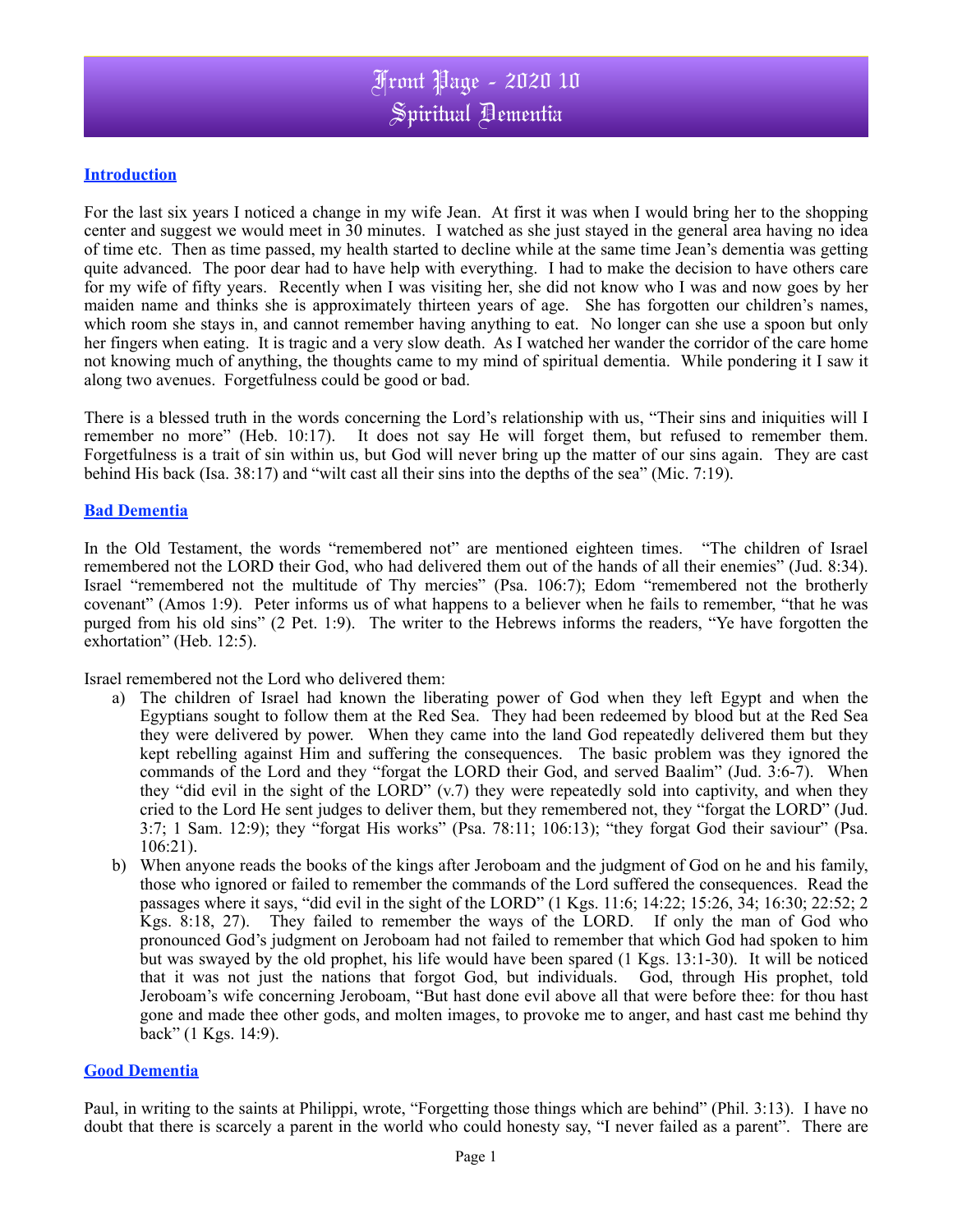# Front Page - 2020 10
# Spiritual Dementia

## Introduction

For the last six years I noticed a change in my wife Jean. At first it was when I would bring her to the shopping center and suggest we would meet in 30 minutes. I watched as she just stayed in the general area having no idea of time etc. Then as time passed, my health started to decline while at the same time Jean's dementia was getting quite advanced. The poor dear had to have help with everything. I had to make the decision to have others care for my wife of fifty years. Recently when I was visiting her, she did not know who I was and now goes by her maiden name and thinks she is approximately thirteen years of age. She has forgotten our children's names, which room she stays in, and cannot remember having anything to eat. No longer can she use a spoon but only her fingers when eating. It is tragic and a very slow death. As I watched her wander the corridor of the care home not knowing much of anything, the thoughts came to my mind of spiritual dementia. While pondering it I saw it along two avenues. Forgetfulness could be good or bad.

There is a blessed truth in the words concerning the Lord's relationship with us, "Their sins and iniquities will I remember no more" (Heb. 10:17). It does not say He will forget them, but refused to remember them. Forgetfulness is a trait of sin within us, but God will never bring up the matter of our sins again. They are cast behind His back (Isa. 38:17) and "wilt cast all their sins into the depths of the sea" (Mic. 7:19).

## Bad Dementia

In the Old Testament, the words "remembered not" are mentioned eighteen times. "The children of Israel remembered not the LORD their God, who had delivered them out of the hands of all their enemies" (Jud. 8:34). Israel "remembered not the multitude of Thy mercies" (Psa. 106:7); Edom "remembered not the brotherly covenant" (Amos 1:9). Peter informs us of what happens to a believer when he fails to remember, "that he was purged from his old sins" (2 Pet. 1:9). The writer to the Hebrews informs the readers, "Ye have forgotten the exhortation" (Heb. 12:5).

Israel remembered not the Lord who delivered them:

a) The children of Israel had known the liberating power of God when they left Egypt and when the Egyptians sought to follow them at the Red Sea. They had been redeemed by blood but at the Red Sea they were delivered by power. When they came into the land God repeatedly delivered them but they kept rebelling against Him and suffering the consequences. The basic problem was they ignored the commands of the Lord and they "forgat the LORD their God, and served Baalim" (Jud. 3:6-7). When they "did evil in the sight of the LORD" (v.7) they were repeatedly sold into captivity, and when they cried to the Lord He sent judges to deliver them, but they remembered not, they "forgat the LORD" (Jud. 3:7; 1 Sam. 12:9); they "forgat His works" (Psa. 78:11; 106:13); "they forgat God their saviour" (Psa. 106:21).

b) When anyone reads the books of the kings after Jeroboam and the judgment of God on he and his family, those who ignored or failed to remember the commands of the Lord suffered the consequences. Read the passages where it says, "did evil in the sight of the LORD" (1 Kgs. 11:6; 14:22; 15:26, 34; 16:30; 22:52; 2 Kgs. 8:18, 27). They failed to remember the ways of the LORD. If only the man of God who pronounced God's judgment on Jeroboam had not failed to remember that which God had spoken to him but was swayed by the old prophet, his life would have been spared (1 Kgs. 13:1-30). It will be noticed that it was not just the nations that forgot God, but individuals. God, through His prophet, told Jeroboam's wife concerning Jeroboam, "But hast done evil above all that were before thee: for thou hast gone and made thee other gods, and molten images, to provoke me to anger, and hast cast me behind thy back" (1 Kgs. 14:9).

## Good Dementia

Paul, in writing to the saints at Philippi, wrote, "Forgetting those things which are behind" (Phil. 3:13). I have no doubt that there is scarcely a parent in the world who could honesty say, "I never failed as a parent". There are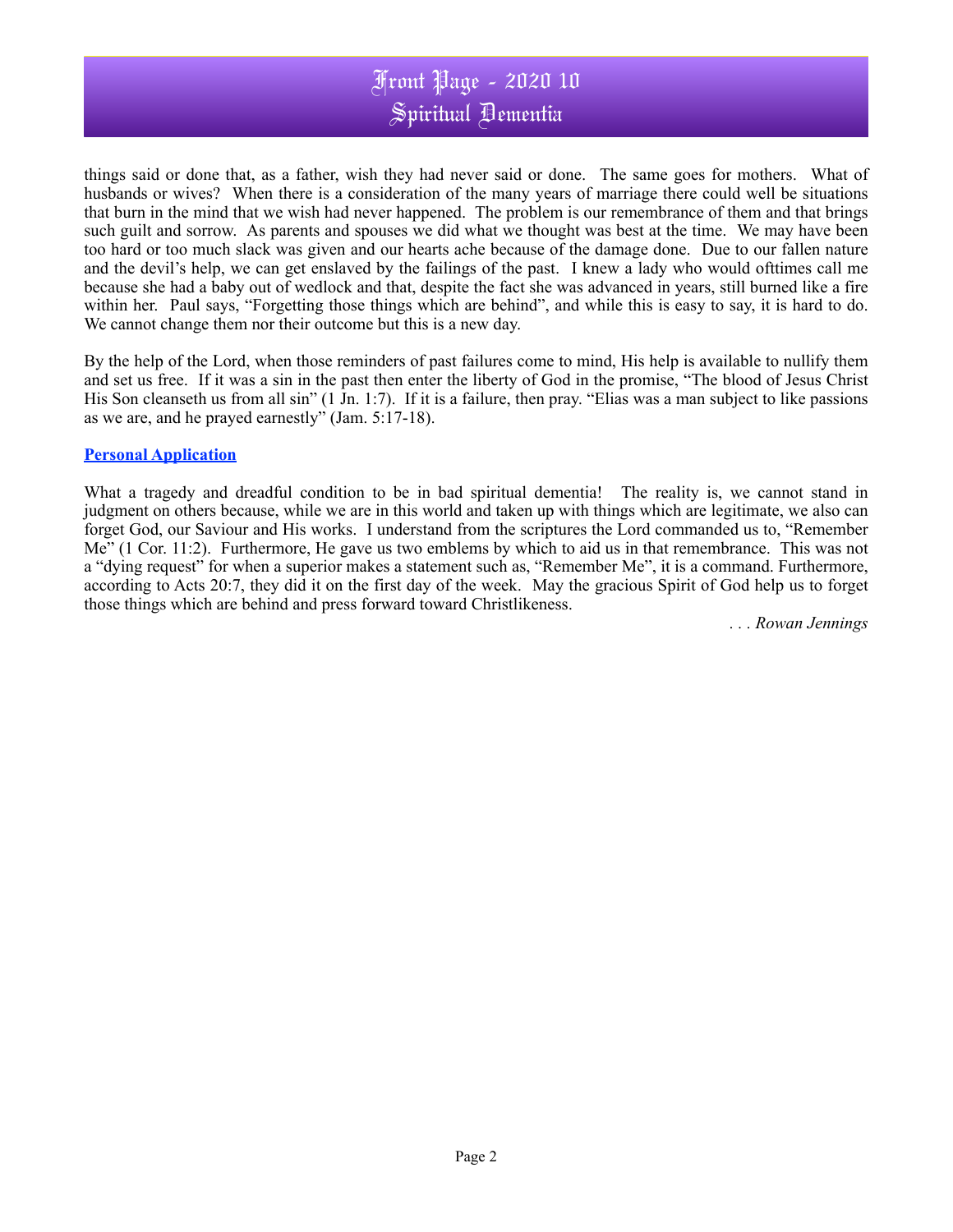things said or done that, as a father, wish they had never said or done. The same goes for mothers. What of husbands or wives? When there is a consideration of the many years of marriage there could well be situations that burn in the mind that we wish had never happened. The problem is our remembrance of them and that brings such guilt and sorrow. As parents and spouses we did what we thought was best at the time. We may have been too hard or too much slack was given and our hearts ache because of the damage done. Due to our fallen nature and the devil's help, we can get enslaved by the failings of the past. I knew a lady who would ofttimes call me because she had a baby out of wedlock and that, despite the fact she was advanced in years, still burned like a fire within her. Paul says, "Forgetting those things which are behind", and while this is easy to say, it is hard to do. We cannot change them nor their outcome but this is a new day.

By the help of the Lord, when those reminders of past failures come to mind, His help is available to nullify them and set us free. If it was a sin in the past then enter the liberty of God in the promise, "The blood of Jesus Christ His Son cleanseth us from all sin" (1 Jn. 1:7). If it is a failure, then pray. "Elias was a man subject to like passions as we are, and he prayed earnestly" (Jam. 5:17-18).

### Personal Application

What a tragedy and dreadful condition to be in bad spiritual dementia! The reality is, we cannot stand in judgment on others because, while we are in this world and taken up with things which are legitimate, we also can forget God, our Saviour and His works. I understand from the scriptures the Lord commanded us to, "Remember Me" (1 Cor. 11:2). Furthermore, He gave us two emblems by which to aid us in that remembrance. This was not a "dying request" for when a superior makes a statement such as, "Remember Me", it is a command. Furthermore, according to Acts 20:7, they did it on the first day of the week. May the gracious Spirit of God help us to forget those things which are behind and press forward toward Christlikeness.

*. . . Rowan Jennings*